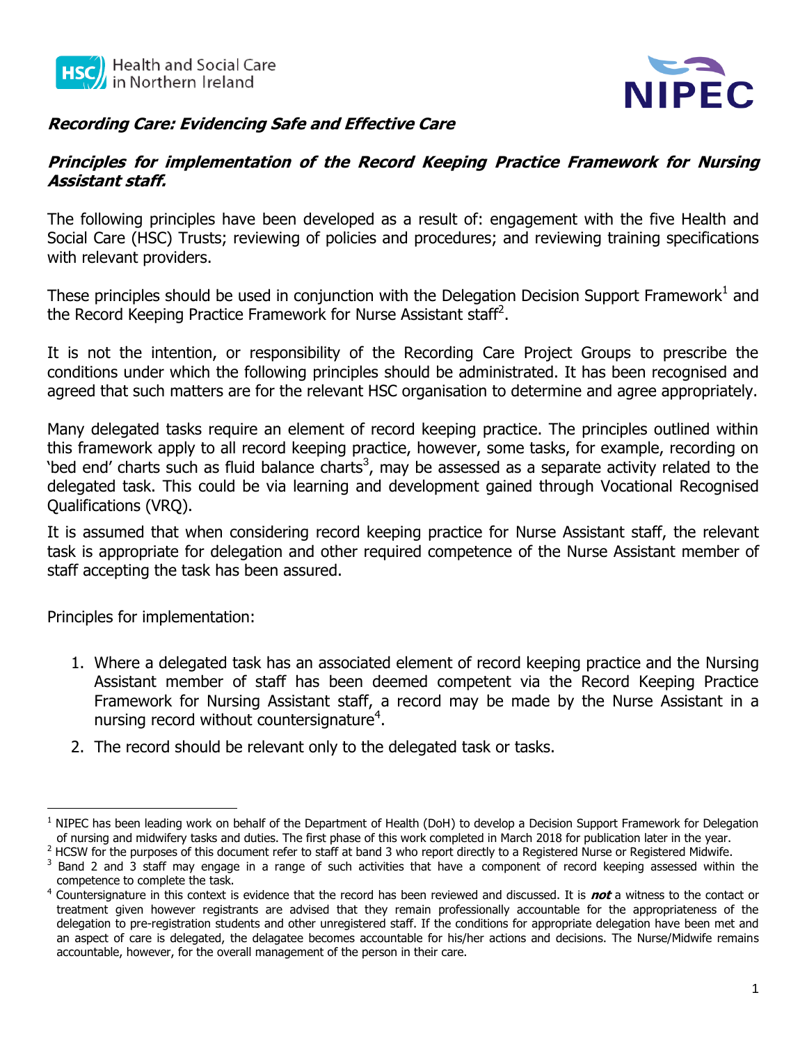***Recording Care: Evidencing Safe and Effective Care***

***Principles for implementation of the Record Keeping Practice Framework for Nursing Assistant staff.***

The following principles have been developed as a result of: engagement with the five Health and Social Care (HSC) Trusts; reviewing of policies and procedures; and reviewing training specifications with relevant providers.

These principles should be used in conjunction with the Delegation Decision Support Framework[1] and the Record Keeping Practice Framework for Nurse Assistant staff[2].

It is not the intention, or responsibility of the Recording Care Project Groups to prescribe the conditions under which the following principles should be administrated. It has been recognised and agreed that such matters are for the relevant HSC organisation to determine and agree appropriately.

Many delegated tasks require an element of record keeping practice. The principles outlined within this framework apply to all record keeping practice, however, some tasks, for example, recording on 'bed end' charts such as fluid balance charts[3], may be assessed as a separate activity related to the delegated task. This could be via learning and development gained through Vocational Recognised Qualifications (VRQ).

It is assumed that when considering record keeping practice for Nurse Assistant staff, the relevant task is appropriate for delegation and other required competence of the Nurse Assistant member of staff accepting the task has been assured.

Principles for implementation:

1. Where a delegated task has an associated element of record keeping practice and the Nursing Assistant member of staff has been deemed competent via the Record Keeping Practice Framework for Nursing Assistant staff, a record may be made by the Nurse Assistant in a nursing record without countersignature[4].
2. The record should be relevant only to the delegated task or tasks.

---

[1] NIPEC has been leading work on behalf of the Department of Health (DoH) to develop a Decision Support Framework for Delegation of nursing and midwifery tasks and duties. The first phase of this work completed in March 2018 for publication later in the year.

[2] HCSW for the purposes of this document refer to staff at band 3 who report directly to a Registered Nurse or Registered Midwife.

[3] Band 2 and 3 staff may engage in a range of such activities that have a component of record keeping assessed within the competence to complete the task.

[4] Countersignature in this context is evidence that the record has been reviewed and discussed. It is ***not*** a witness to the contact or treatment given however registrants are advised that they remain professionally accountable for the appropriateness of the delegation to pre-registration students and other unregistered staff. If the conditions for appropriate delegation have been met and an aspect of care is delegated, the delagatee becomes accountable for his/her actions and decisions. The Nurse/Midwife remains accountable, however, for the overall management of the person in their care.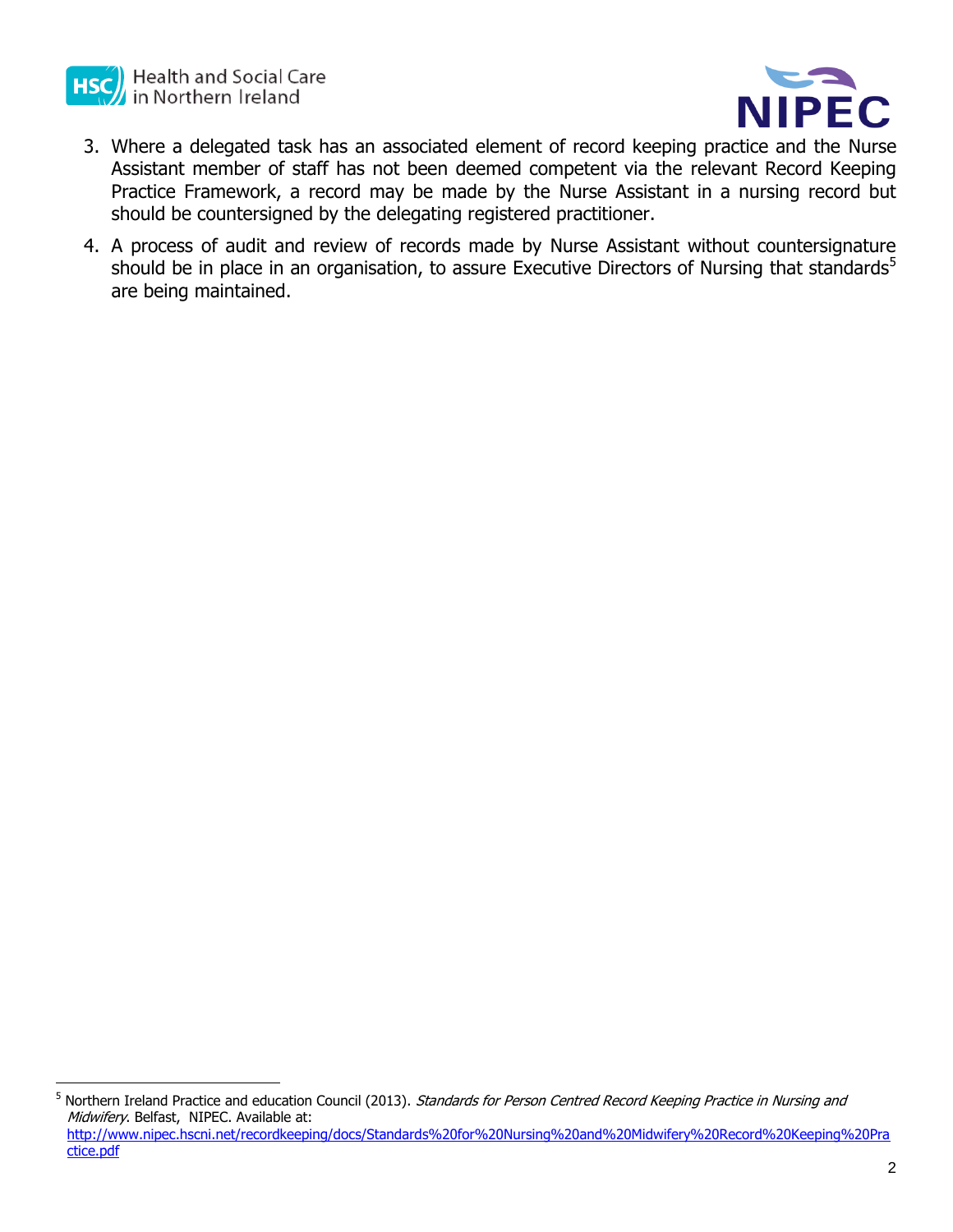3. Where a delegated task has an associated element of record keeping practice and the Nurse Assistant member of staff has not been deemed competent via the relevant Record Keeping Practice Framework, a record may be made by the Nurse Assistant in a nursing record but should be countersigned by the delegating registered practitioner.

4. A process of audit and review of records made by Nurse Assistant without countersignature should be in place in an organisation, to assure Executive Directors of Nursing that standards[5] are being maintained.

---

[5] Northern Ireland Practice and education Council (2013). *Standards for Person Centred Record Keeping Practice in Nursing and Midwifery.* Belfast, NIPEC. Available at: http://www.nipec.hscni.net/recordkeeping/docs/Standards%20for%20Nursing%20and%20Midwifery%20Record%20Keeping%20Practice.pdf